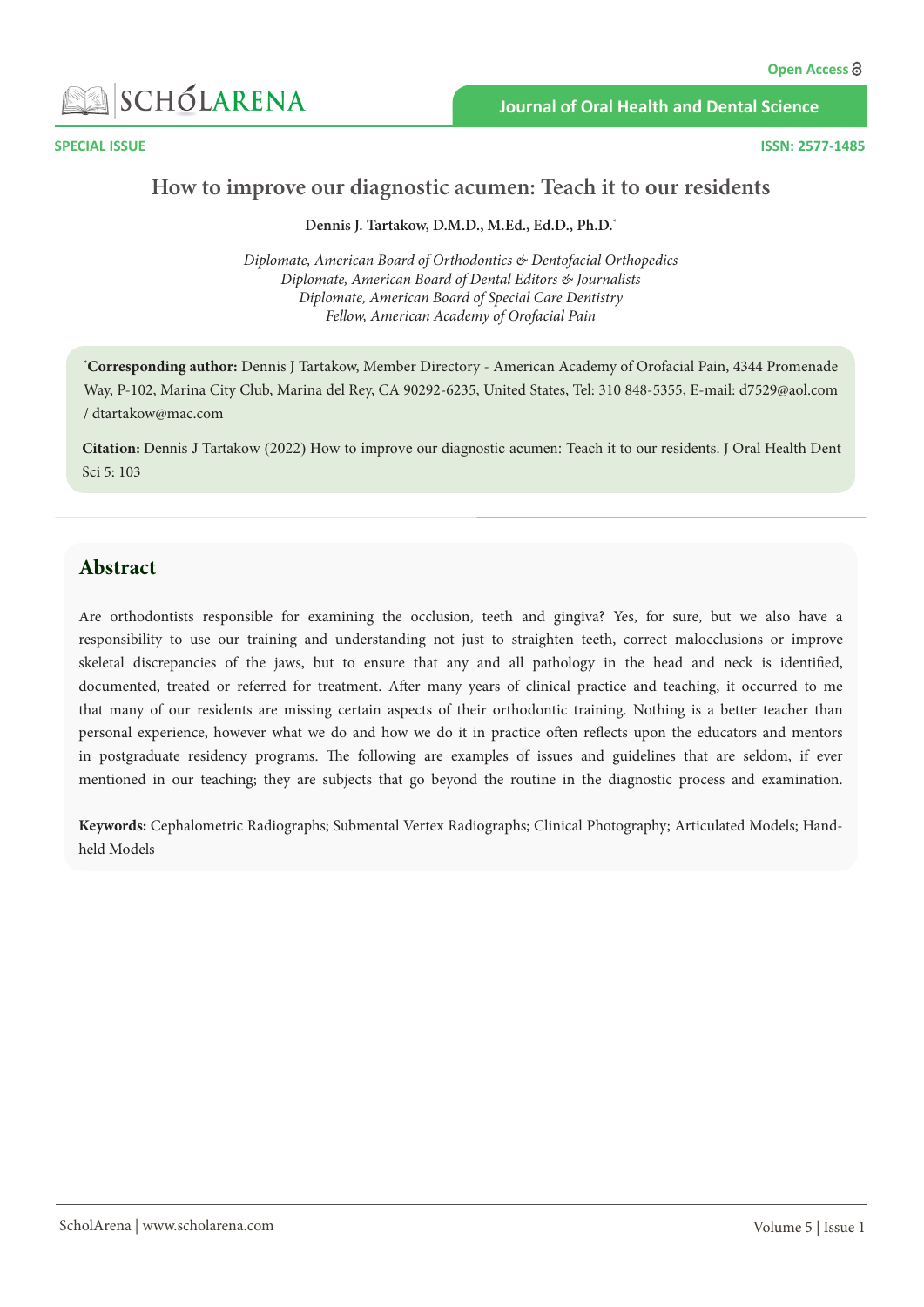SPECIAL ISSUE

ISSN: 2577-1485

# How to improve our diagnostic acumen: Teach it to our residents

**Dennis J. Tartakow, D.M.D., M.Ed., Ed.D., Ph.D.***

*Diplomate, American Board of Orthodontics & Dentofacial Orthopedics*
*Diplomate, American Board of Dental Editors & Journalists*
*Diplomate, American Board of Special Care Dentistry*
*Fellow, American Academy of Orofacial Pain*

***Corresponding author:** Dennis J Tartakow, Member Directory - American Academy of Orofacial Pain, 4344 Promenade Way, P-102, Marina City Club, Marina del Rey, CA 90292-6235, United States, Tel: 310 848-5355, E-mail: d7529@aol.com / dtartakow@mac.com

**Citation:** Dennis J Tartakow (2022) How to improve our diagnostic acumen: Teach it to our residents. J Oral Health Dent Sci 5: 103

## Abstract

Are orthodontists responsible for examining the occlusion, teeth and gingiva? Yes, for sure, but we also have a responsibility to use our training and understanding not just to straighten teeth, correct malocclusions or improve skeletal discrepancies of the jaws, but to ensure that any and all pathology in the head and neck is identified, documented, treated or referred for treatment. After many years of clinical practice and teaching, it occurred to me that many of our residents are missing certain aspects of their orthodontic training. Nothing is a better teacher than personal experience, however what we do and how we do it in practice often reflects upon the educators and mentors in postgraduate residency programs. The following are examples of issues and guidelines that are seldom, if ever mentioned in our teaching; they are subjects that go beyond the routine in the diagnostic process and examination.

**Keywords:** Cephalometric Radiographs; Submental Vertex Radiographs; Clinical Photography; Articulated Models; Hand-held Models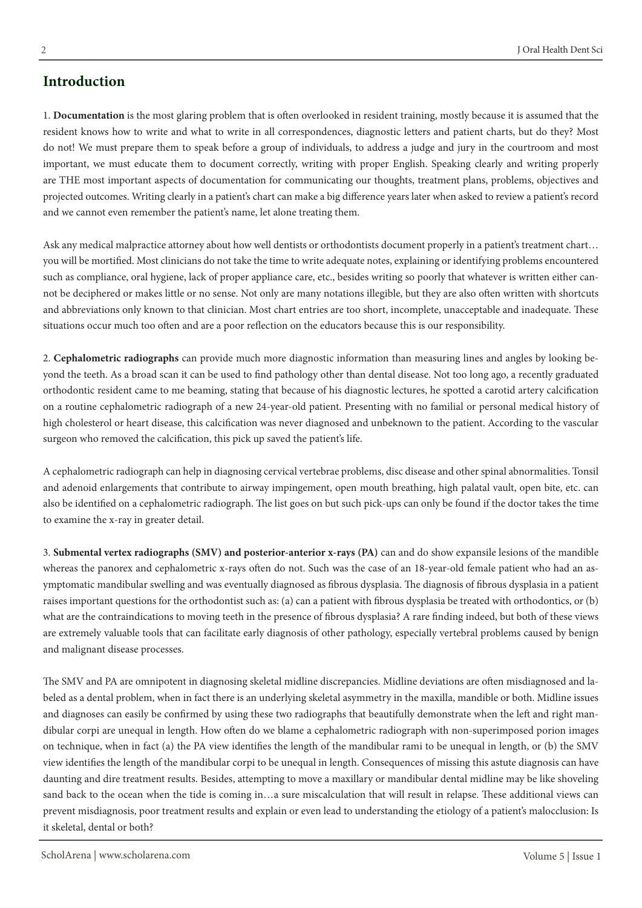## Introduction

1. **Documentation** is the most glaring problem that is often overlooked in resident training, mostly because it is assumed that the resident knows how to write and what to write in all correspondences, diagnostic letters and patient charts, but do they? Most do not! We must prepare them to speak before a group of individuals, to address a judge and jury in the courtroom and most important, we must educate them to document correctly, writing with proper English. Speaking clearly and writing properly are THE most important aspects of documentation for communicating our thoughts, treatment plans, problems, objectives and projected outcomes. Writing clearly in a patient's chart can make a big difference years later when asked to review a patient's record and we cannot even remember the patient's name, let alone treating them.

Ask any medical malpractice attorney about how well dentists or orthodontists document properly in a patient's treatment chart… you will be mortified. Most clinicians do not take the time to write adequate notes, explaining or identifying problems encountered such as compliance, oral hygiene, lack of proper appliance care, etc., besides writing so poorly that whatever is written either cannot be deciphered or makes little or no sense. Not only are many notations illegible, but they are also often written with shortcuts and abbreviations only known to that clinician. Most chart entries are too short, incomplete, unacceptable and inadequate. These situations occur much too often and are a poor reflection on the educators because this is our responsibility.

2. **Cephalometric radiographs** can provide much more diagnostic information than measuring lines and angles by looking beyond the teeth. As a broad scan it can be used to find pathology other than dental disease. Not too long ago, a recently graduated orthodontic resident came to me beaming, stating that because of his diagnostic lectures, he spotted a carotid artery calcification on a routine cephalometric radiograph of a new 24-year-old patient. Presenting with no familial or personal medical history of high cholesterol or heart disease, this calcification was never diagnosed and unbeknown to the patient. According to the vascular surgeon who removed the calcification, this pick up saved the patient's life.

A cephalometric radiograph can help in diagnosing cervical vertebrae problems, disc disease and other spinal abnormalities. Tonsil and adenoid enlargements that contribute to airway impingement, open mouth breathing, high palatal vault, open bite, etc. can also be identified on a cephalometric radiograph. The list goes on but such pick-ups can only be found if the doctor takes the time to examine the x-ray in greater detail.

3. **Submental vertex radiographs (SMV) and posterior-anterior x-rays (PA)** can and do show expansile lesions of the mandible whereas the panorex and cephalometric x-rays often do not. Such was the case of an 18-year-old female patient who had an asymptomatic mandibular swelling and was eventually diagnosed as fibrous dysplasia. The diagnosis of fibrous dysplasia in a patient raises important questions for the orthodontist such as: (a) can a patient with fibrous dysplasia be treated with orthodontics, or (b) what are the contraindications to moving teeth in the presence of fibrous dysplasia? A rare finding indeed, but both of these views are extremely valuable tools that can facilitate early diagnosis of other pathology, especially vertebral problems caused by benign and malignant disease processes.

The SMV and PA are omnipotent in diagnosing skeletal midline discrepancies. Midline deviations are often misdiagnosed and labeled as a dental problem, when in fact there is an underlying skeletal asymmetry in the maxilla, mandible or both. Midline issues and diagnoses can easily be confirmed by using these two radiographs that beautifully demonstrate when the left and right mandibular corpi are unequal in length. How often do we blame a cephalometric radiograph with non-superimposed porion images on technique, when in fact (a) the PA view identifies the length of the mandibular rami to be unequal in length, or (b) the SMV view identifies the length of the mandibular corpi to be unequal in length. Consequences of missing this astute diagnosis can have daunting and dire treatment results. Besides, attempting to move a maxillary or mandibular dental midline may be like shoveling sand back to the ocean when the tide is coming in…a sure miscalculation that will result in relapse. These additional views can prevent misdiagnosis, poor treatment results and explain or even lead to understanding the etiology of a patient's malocclusion: Is it skeletal, dental or both?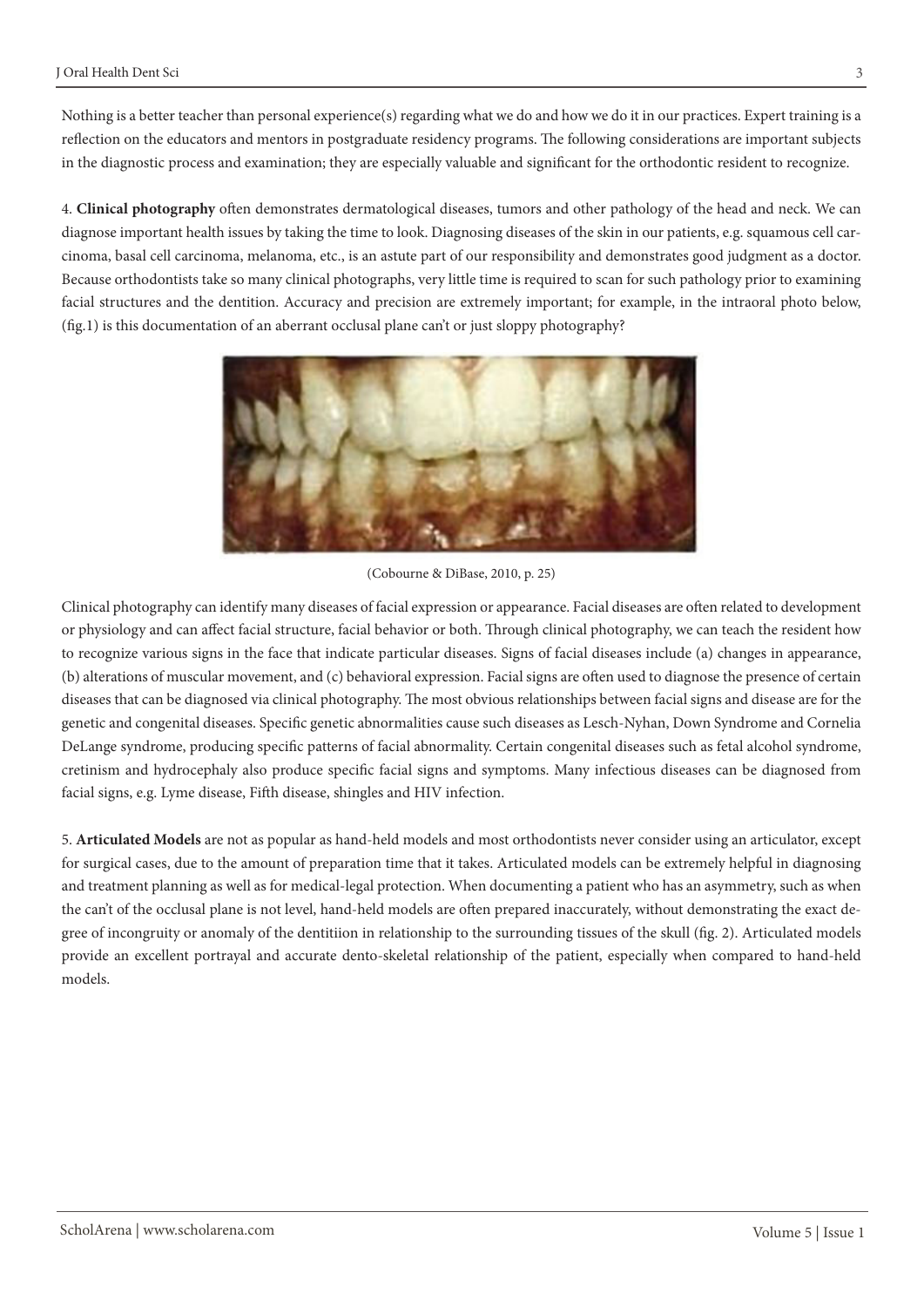Nothing is a better teacher than personal experience(s) regarding what we do and how we do it in our practices. Expert training is a reflection on the educators and mentors in postgraduate residency programs. The following considerations are important subjects in the diagnostic process and examination; they are especially valuable and significant for the orthodontic resident to recognize.

4. **Clinical photography** often demonstrates dermatological diseases, tumors and other pathology of the head and neck. We can diagnose important health issues by taking the time to look. Diagnosing diseases of the skin in our patients, e.g. squamous cell carcinoma, basal cell carcinoma, melanoma, etc., is an astute part of our responsibility and demonstrates good judgment as a doctor. Because orthodontists take so many clinical photographs, very little time is required to scan for such pathology prior to examining facial structures and the dentition. Accuracy and precision are extremely important; for example, in the intraoral photo below, (fig.1) is this documentation of an aberrant occlusal plane can't or just sloppy photography?

(Cobourne & DiBase, 2010, p. 25)

Clinical photography can identify many diseases of facial expression or appearance. Facial diseases are often related to development or physiology and can affect facial structure, facial behavior or both. Through clinical photography, we can teach the resident how to recognize various signs in the face that indicate particular diseases. Signs of facial diseases include (a) changes in appearance, (b) alterations of muscular movement, and (c) behavioral expression. Facial signs are often used to diagnose the presence of certain diseases that can be diagnosed via clinical photography. The most obvious relationships between facial signs and disease are for the genetic and congenital diseases. Specific genetic abnormalities cause such diseases as Lesch-Nyhan, Down Syndrome and Cornelia DeLange syndrome, producing specific patterns of facial abnormality. Certain congenital diseases such as fetal alcohol syndrome, cretinism and hydrocephaly also produce specific facial signs and symptoms. Many infectious diseases can be diagnosed from facial signs, e.g. Lyme disease, Fifth disease, shingles and HIV infection.

5. **Articulated Models** are not as popular as hand-held models and most orthodontists never consider using an articulator, except for surgical cases, due to the amount of preparation time that it takes. Articulated models can be extremely helpful in diagnosing and treatment planning as well as for medical-legal protection. When documenting a patient who has an asymmetry, such as when the can't of the occlusal plane is not level, hand-held models are often prepared inaccurately, without demonstrating the exact degree of incongruity or anomaly of the dentitiion in relationship to the surrounding tissues of the skull (fig. 2). Articulated models provide an excellent portrayal and accurate dento-skeletal relationship of the patient, especially when compared to hand-held models.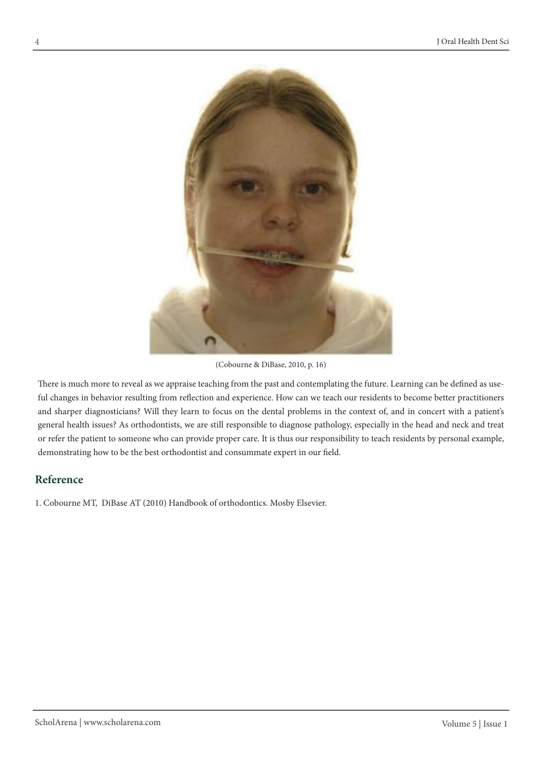(Cobourne & DiBase, 2010, p. 16)

There is much more to reveal as we appraise teaching from the past and contemplating the future. Learning can be defined as useful changes in behavior resulting from reflection and experience. How can we teach our residents to become better practitioners and sharper diagnosticians? Will they learn to focus on the dental problems in the context of, and in concert with a patient's general health issues? As orthodontists, we are still responsible to diagnose pathology, especially in the head and neck and treat or refer the patient to someone who can provide proper care. It is thus our responsibility to teach residents by personal example, demonstrating how to be the best orthodontist and consummate expert in our field.

## Reference

1. Cobourne MT, DiBase AT (2010) Handbook of orthodontics. Mosby Elsevier.